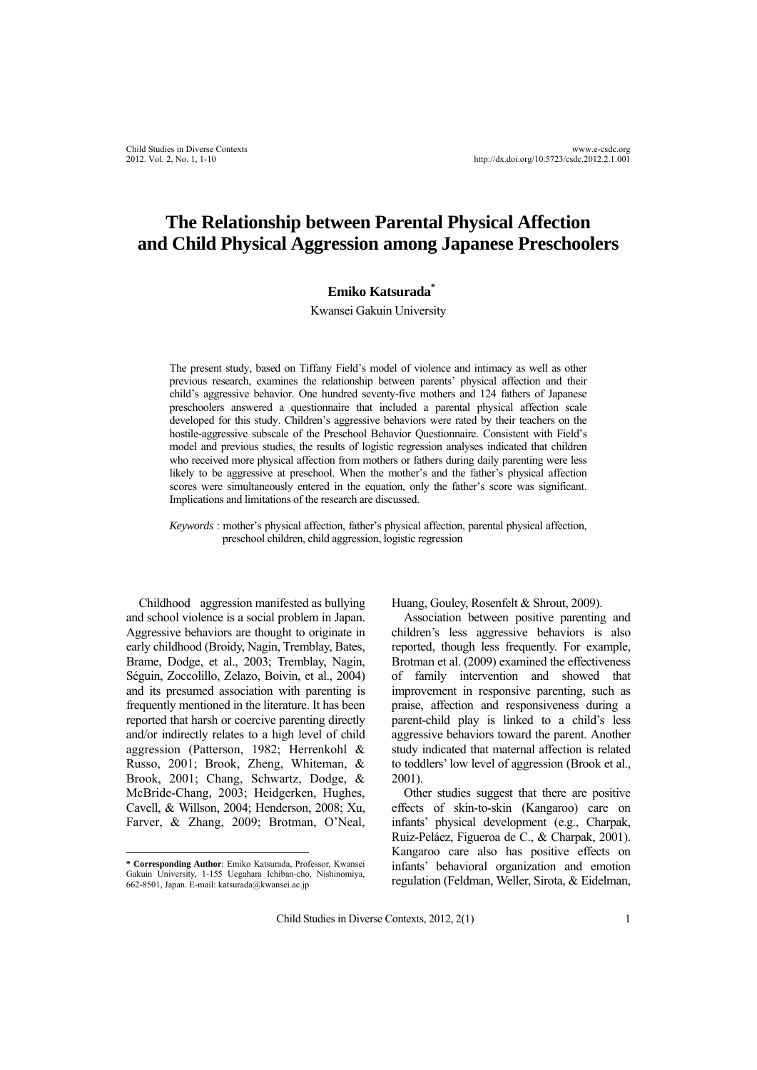# The Relationship between Parental Physical Affection and Child Physical Aggression among Japanese Preschoolers

**Emiko Katsurada***

Kwansei Gakuin University

The present study, based on Tiffany Field's model of violence and intimacy as well as other previous research, examines the relationship between parents' physical affection and their child's aggressive behavior. One hundred seventy-five mothers and 124 fathers of Japanese preschoolers answered a questionnaire that included a parental physical affection scale developed for this study. Children's aggressive behaviors were rated by their teachers on the hostile-aggressive subscale of the Preschool Behavior Questionnaire. Consistent with Field's model and previous studies, the results of logistic regression analyses indicated that children who received more physical affection from mothers or fathers during daily parenting were less likely to be aggressive at preschool. When the mother's and the father's physical affection scores were simultaneously entered in the equation, only the father's score was significant. Implications and limitations of the research are discussed.

*Keywords* : mother's physical affection, father's physical affection, parental physical affection, preschool children, child aggression, logistic regression

Childhood aggression manifested as bullying and school violence is a social problem in Japan. Aggressive behaviors are thought to originate in early childhood (Broidy, Nagin, Tremblay, Bates, Brame, Dodge, et al., 2003; Tremblay, Nagin, Séguin, Zoccolillo, Zelazo, Boivin, et al., 2004) and its presumed association with parenting is frequently mentioned in the literature. It has been reported that harsh or coercive parenting directly and/or indirectly relates to a high level of child aggression (Patterson, 1982; Herrenkohl & Russo, 2001; Brook, Zheng, Whiteman, & Brook, 2001; Chang, Schwartz, Dodge, & McBride-Chang, 2003; Heidgerken, Hughes, Cavell, & Willson, 2004; Henderson, 2008; Xu, Farver, & Zhang, 2009; Brotman, O'Neal, Huang, Gouley, Rosenfelt & Shrout, 2009).

Association between positive parenting and children's less aggressive behaviors is also reported, though less frequently. For example, Brotman et al. (2009) examined the effectiveness of family intervention and showed that improvement in responsive parenting, such as praise, affection and responsiveness during a parent-child play is linked to a child's less aggressive behaviors toward the parent. Another study indicated that maternal affection is related to toddlers' low level of aggression (Brook et al., 2001).

Other studies suggest that there are positive effects of skin-to-skin (Kangaroo) care on infants' physical development (e.g., Charpak, Ruiz-Peláez, Figueroa de C., & Charpak, 2001). Kangaroo care also has positive effects on infants' behavioral organization and emotion regulation (Feldman, Weller, Sirota, & Eidelman,

---

* **Corresponding Author**: Emiko Katsurada, Professor, Kwansei Gakuin University, 1-155 Uegahara Ichiban-cho, Nishinomiya, 662-8501, Japan. E-mail: katsurada@kwansei.ac.jp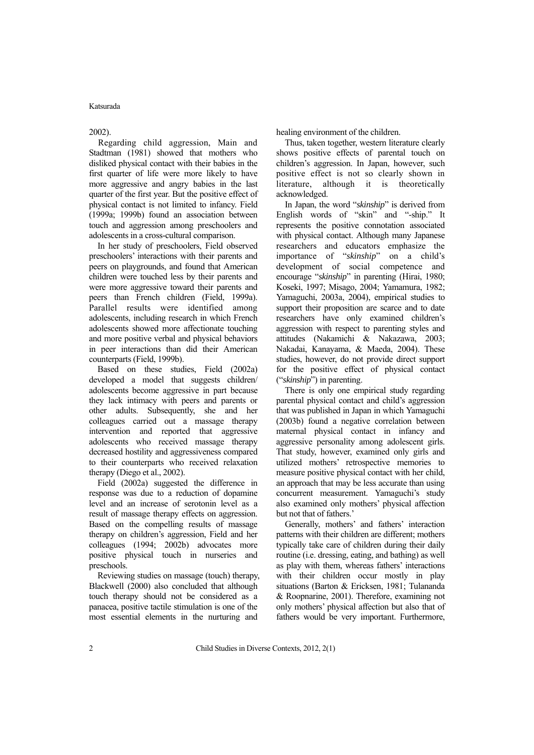2002).

Regarding child aggression, Main and Stadtman (1981) showed that mothers who disliked physical contact with their babies in the first quarter of life were more likely to have more aggressive and angry babies in the last quarter of the first year. But the positive effect of physical contact is not limited to infancy. Field (1999a; 1999b) found an association between touch and aggression among preschoolers and adolescents in a cross-cultural comparison.

In her study of preschoolers, Field observed preschoolers' interactions with their parents and peers on playgrounds, and found that American children were touched less by their parents and were more aggressive toward their parents and peers than French children (Field, 1999a). Parallel results were identified among adolescents, including research in which French adolescents showed more affectionate touching and more positive verbal and physical behaviors in peer interactions than did their American counterparts (Field, 1999b).

Based on these studies, Field (2002a) developed a model that suggests children/ adolescents become aggressive in part because they lack intimacy with peers and parents or other adults. Subsequently, she and her colleagues carried out a massage therapy intervention and reported that aggressive adolescents who received massage therapy decreased hostility and aggressiveness compared to their counterparts who received relaxation therapy (Diego et al., 2002).

Field (2002a) suggested the difference in response was due to a reduction of dopamine level and an increase of serotonin level as a result of massage therapy effects on aggression. Based on the compelling results of massage therapy on children's aggression, Field and her colleagues (1994; 2002b) advocates more positive physical touch in nurseries and preschools.

Reviewing studies on massage (touch) therapy, Blackwell (2000) also concluded that although touch therapy should not be considered as a panacea, positive tactile stimulation is one of the most essential elements in the nurturing and healing environment of the children.

Thus, taken together, western literature clearly shows positive effects of parental touch on children's aggression. In Japan, however, such positive effect is not so clearly shown in literature, although it is theoretically acknowledged.

In Japan, the word "*skinship*" is derived from English words of "skin" and "-ship." It represents the positive connotation associated with physical contact. Although many Japanese researchers and educators emphasize the importance of "*skinship*" on a child's development of social competence and encourage "*skinship*" in parenting (Hirai, 1980; Koseki, 1997; Misago, 2004; Yamamura, 1982; Yamaguchi, 2003a, 2004), empirical studies to support their proposition are scarce and to date researchers have only examined children's aggression with respect to parenting styles and attitudes (Nakamichi & Nakazawa, 2003; Nakadai, Kanayama, & Maeda, 2004). These studies, however, do not provide direct support for the positive effect of physical contact ("*skinship*") in parenting.

There is only one empirical study regarding parental physical contact and child's aggression that was published in Japan in which Yamaguchi (2003b) found a negative correlation between maternal physical contact in infancy and aggressive personality among adolescent girls. That study, however, examined only girls and utilized mothers' retrospective memories to measure positive physical contact with her child, an approach that may be less accurate than using concurrent measurement. Yamaguchi's study also examined only mothers' physical affection but not that of fathers.'

Generally, mothers' and fathers' interaction patterns with their children are different; mothers typically take care of children during their daily routine (i.e. dressing, eating, and bathing) as well as play with them, whereas fathers' interactions with their children occur mostly in play situations (Barton & Ericksen, 1981; Tulananda & Roopnarine, 2001). Therefore, examining not only mothers' physical affection but also that of fathers would be very important. Furthermore,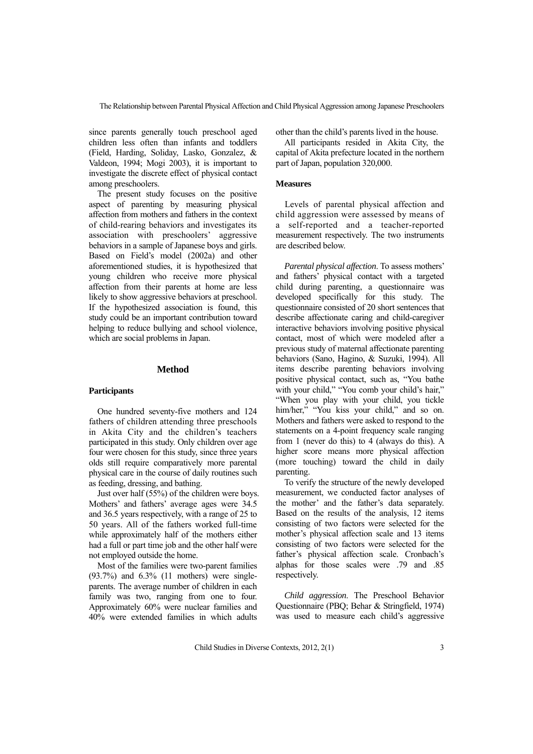since parents generally touch preschool aged children less often than infants and toddlers (Field, Harding, Soliday, Lasko, Gonzalez, & Valdeon, 1994; Mogi 2003), it is important to investigate the discrete effect of physical contact among preschoolers.

The present study focuses on the positive aspect of parenting by measuring physical affection from mothers and fathers in the context of child-rearing behaviors and investigates its association with preschoolers' aggressive behaviors in a sample of Japanese boys and girls. Based on Field's model (2002a) and other aforementioned studies, it is hypothesized that young children who receive more physical affection from their parents at home are less likely to show aggressive behaviors at preschool. If the hypothesized association is found, this study could be an important contribution toward helping to reduce bullying and school violence, which are social problems in Japan.

## Method

### Participants

One hundred seventy-five mothers and 124 fathers of children attending three preschools in Akita City and the children's teachers participated in this study. Only children over age four were chosen for this study, since three years olds still require comparatively more parental physical care in the course of daily routines such as feeding, dressing, and bathing.

Just over half (55%) of the children were boys. Mothers' and fathers' average ages were 34.5 and 36.5 years respectively, with a range of 25 to 50 years. All of the fathers worked full-time while approximately half of the mothers either had a full or part time job and the other half were not employed outside the home.

Most of the families were two-parent families (93.7%) and 6.3% (11 mothers) were single-parents. The average number of children in each family was two, ranging from one to four. Approximately 60% were nuclear families and 40% were extended families in which adults other than the child's parents lived in the house.

All participants resided in Akita City, the capital of Akita prefecture located in the northern part of Japan, population 320,000.

### Measures

Levels of parental physical affection and child aggression were assessed by means of a self-reported and a teacher-reported measurement respectively. The two instruments are described below.

*Parental physical affection*. To assess mothers' and fathers' physical contact with a targeted child during parenting, a questionnaire was developed specifically for this study. The questionnaire consisted of 20 short sentences that describe affectionate caring and child-caregiver interactive behaviors involving positive physical contact, most of which were modeled after a previous study of maternal affectionate parenting behaviors (Sano, Hagino, & Suzuki, 1994). All items describe parenting behaviors involving positive physical contact, such as, "You bathe with your child," "You comb your child's hair," "When you play with your child, you tickle him/her," "You kiss your child," and so on. Mothers and fathers were asked to respond to the statements on a 4-point frequency scale ranging from 1 (never do this) to 4 (always do this). A higher score means more physical affection (more touching) toward the child in daily parenting.

To verify the structure of the newly developed measurement, we conducted factor analyses of the mother' and the father's data separately. Based on the results of the analysis, 12 items consisting of two factors were selected for the mother's physical affection scale and 13 items consisting of two factors were selected for the father's physical affection scale. Cronbach's alphas for those scales were .79 and .85 respectively.

*Child aggression*. The Preschool Behavior Questionnaire (PBQ; Behar & Stringfield, 1974) was used to measure each child's aggressive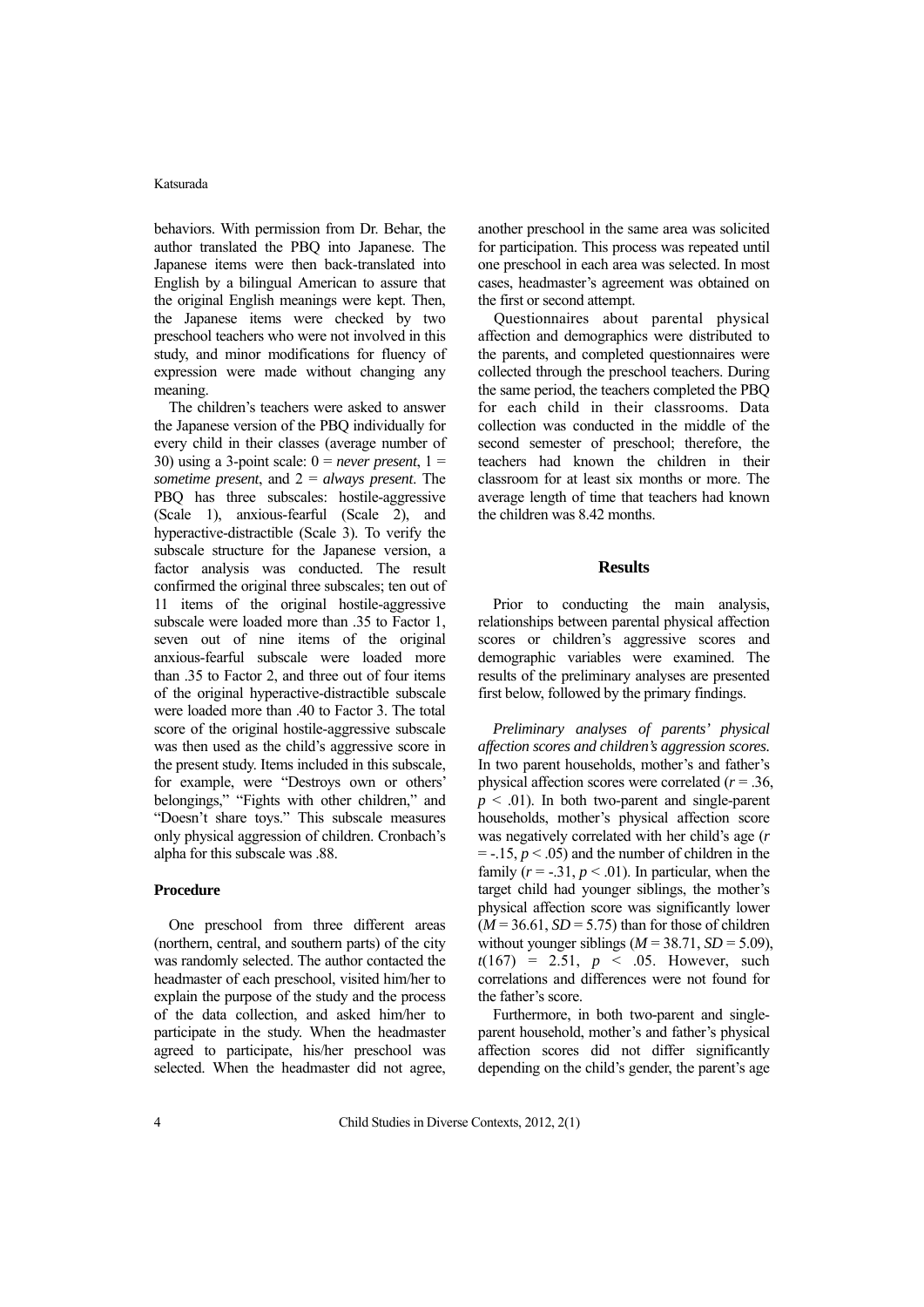behaviors. With permission from Dr. Behar, the author translated the PBQ into Japanese. The Japanese items were then back-translated into English by a bilingual American to assure that the original English meanings were kept. Then, the Japanese items were checked by two preschool teachers who were not involved in this study, and minor modifications for fluency of expression were made without changing any meaning.

The children's teachers were asked to answer the Japanese version of the PBQ individually for every child in their classes (average number of 30) using a 3-point scale: 0 = *never present*, 1 = *sometime present*, and 2 = *always present*. The PBQ has three subscales: hostile-aggressive (Scale 1), anxious-fearful (Scale 2), and hyperactive-distractible (Scale 3). To verify the subscale structure for the Japanese version, a factor analysis was conducted. The result confirmed the original three subscales; ten out of 11 items of the original hostile-aggressive subscale were loaded more than .35 to Factor 1, seven out of nine items of the original anxious-fearful subscale were loaded more than .35 to Factor 2, and three out of four items of the original hyperactive-distractible subscale were loaded more than .40 to Factor 3. The total score of the original hostile-aggressive subscale was then used as the child's aggressive score in the present study. Items included in this subscale, for example, were "Destroys own or others' belongings," "Fights with other children," and "Doesn't share toys." This subscale measures only physical aggression of children. Cronbach's alpha for this subscale was .88.

### Procedure

One preschool from three different areas (northern, central, and southern parts) of the city was randomly selected. The author contacted the headmaster of each preschool, visited him/her to explain the purpose of the study and the process of the data collection, and asked him/her to participate in the study. When the headmaster agreed to participate, his/her preschool was selected. When the headmaster did not agree, another preschool in the same area was solicited for participation. This process was repeated until one preschool in each area was selected. In most cases, headmaster's agreement was obtained on the first or second attempt.

Questionnaires about parental physical affection and demographics were distributed to the parents, and completed questionnaires were collected through the preschool teachers. During the same period, the teachers completed the PBQ for each child in their classrooms. Data collection was conducted in the middle of the second semester of preschool; therefore, the teachers had known the children in their classroom for at least six months or more. The average length of time that teachers had known the children was 8.42 months.

## Results

Prior to conducting the main analysis, relationships between parental physical affection scores or children's aggressive scores and demographic variables were examined. The results of the preliminary analyses are presented first below, followed by the primary findings.

*Preliminary analyses of parents' physical affection scores and children's aggression scores.* In two parent households, mother's and father's physical affection scores were correlated ($r = .36$, $p < .01$). In both two-parent and single-parent households, mother's physical affection score was negatively correlated with her child's age ($r = -.15$, $p < .05$) and the number of children in the family ($r = -.31$, $p < .01$). In particular, when the target child had younger siblings, the mother's physical affection score was significantly lower ($M = 36.61$, $SD = 5.75$) than for those of children without younger siblings ($M = 38.71$, $SD = 5.09$), $t(167) = 2.51$, $p < .05$. However, such correlations and differences were not found for the father's score.

Furthermore, in both two-parent and single-parent household, mother's and father's physical affection scores did not differ significantly depending on the child's gender, the parent's age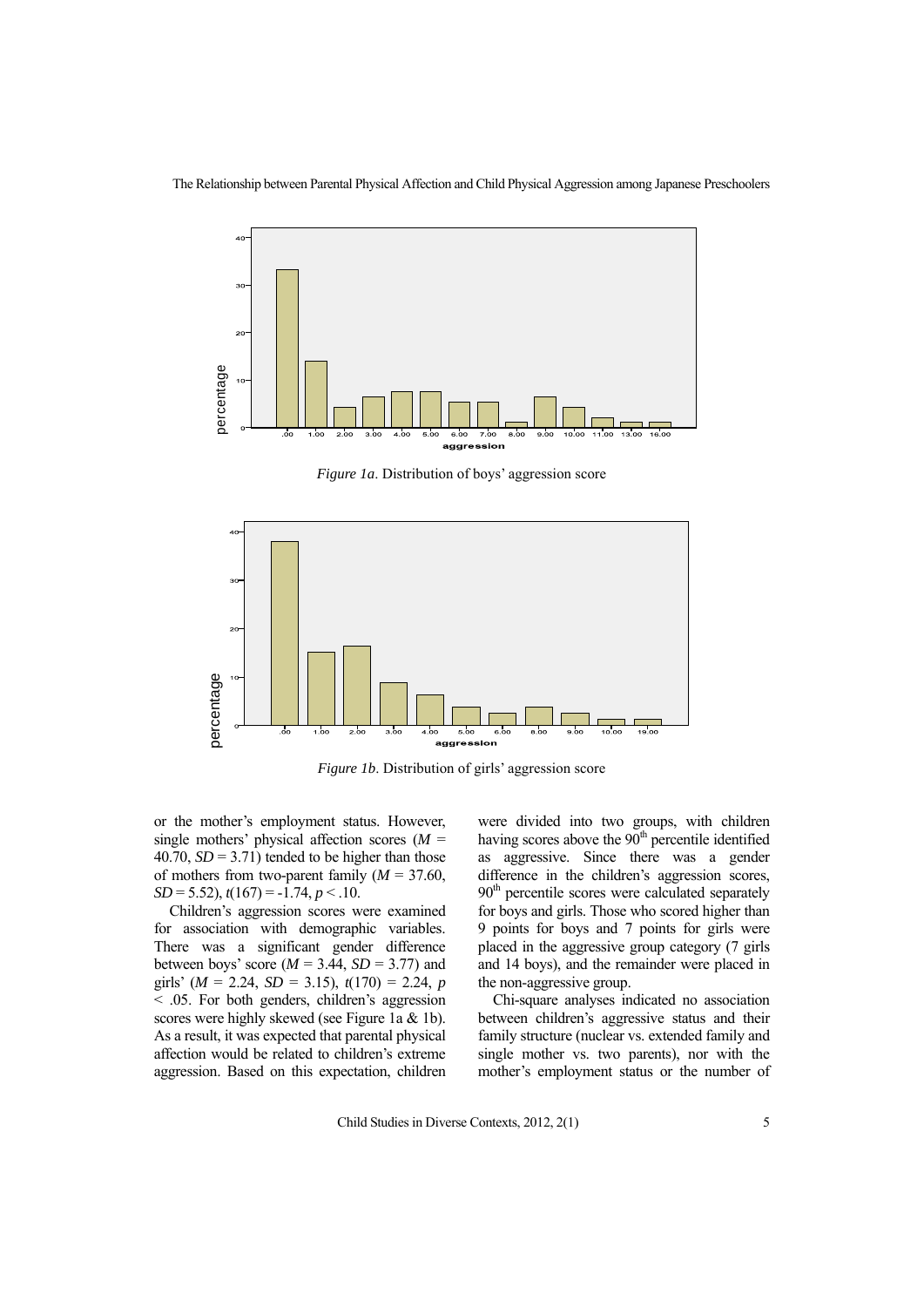*Figure 1a*. Distribution of boys' aggression score

*Figure 1b*. Distribution of girls' aggression score

or the mother's employment status. However, single mothers' physical affection scores ($M$ = 40.70, $SD$ = 3.71) tended to be higher than those of mothers from two-parent family ($M$ = 37.60, $SD$ = 5.52), $t(167) = -1.74$, $p < .10$.

Children's aggression scores were examined for association with demographic variables. There was a significant gender difference between boys' score ($M$ = 3.44, $SD$ = 3.77) and girls' ($M$ = 2.24, $SD$ = 3.15), $t(170) = 2.24$, $p < .05$. For both genders, children's aggression scores were highly skewed (see Figure 1a & 1b). As a result, it was expected that parental physical affection would be related to children's extreme aggression. Based on this expectation, children were divided into two groups, with children having scores above the 90th percentile identified as aggressive. Since there was a gender difference in the children's aggression scores, 90th percentile scores were calculated separately for boys and girls. Those who scored higher than 9 points for boys and 7 points for girls were placed in the aggressive group category (7 girls and 14 boys), and the remainder were placed in the non-aggressive group.

Chi-square analyses indicated no association between children's aggressive status and their family structure (nuclear vs. extended family and single mother vs. two parents), nor with the mother's employment status or the number of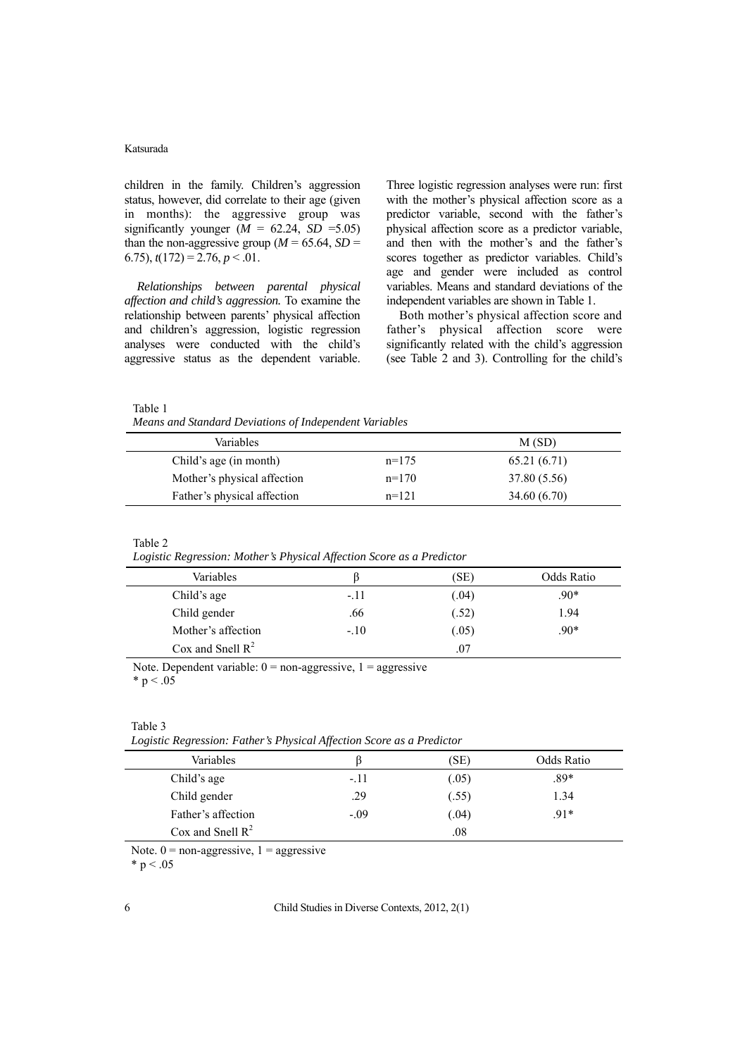children in the family. Children's aggression status, however, did correlate to their age (given in months): the aggressive group was significantly younger ($M$ = 62.24, $SD$ =5.05) than the non-aggressive group ($M$ = 65.64, $SD$ = 6.75), $t(172) = 2.76$, $p < .01$.

*Relationships between parental physical affection and child's aggression.* To examine the relationship between parents' physical affection and children's aggression, logistic regression analyses were conducted with the child's aggressive status as the dependent variable. Three logistic regression analyses were run: first with the mother's physical affection score as a predictor variable, second with the father's physical affection score as a predictor variable, and then with the mother's and the father's scores together as predictor variables. Child's age and gender were included as control variables. Means and standard deviations of the independent variables are shown in Table 1.

Both mother's physical affection score and father's physical affection score were significantly related with the child's aggression (see Table 2 and 3). Controlling for the child's

Table 1
*Means and Standard Deviations of Independent Variables*

| Variables | | M (SD) |
|---|---|---|
| Child's age (in month) | n=175 | 65.21 (6.71) |
| Mother's physical affection | n=170 | 37.80 (5.56) |
| Father's physical affection | n=121 | 34.60 (6.70) |

Table 2
*Logistic Regression: Mother's Physical Affection Score as a Predictor*

| Variables | β | (SE) | Odds Ratio |
|---|---|---|---|
| Child's age | -.11 | (.04) | .90* |
| Child gender | .66 | (.52) | 1.94 |
| Mother's affection | -.10 | (.05) | .90* |
| Cox and Snell $R^2$ | | .07 | |

Note. Dependent variable: 0 = non-aggressive, 1 = aggressive
\* $p < .05$

Table 3
*Logistic Regression: Father's Physical Affection Score as a Predictor*

| Variables | β | (SE) | Odds Ratio |
|---|---|---|---|
| Child's age | -.11 | (.05) | .89* |
| Child gender | .29 | (.55) | 1.34 |
| Father's affection | -.09 | (.04) | .91* |
| Cox and Snell $R^2$ | | .08 | |

Note. 0 = non-aggressive, 1 = aggressive
\* $p < .05$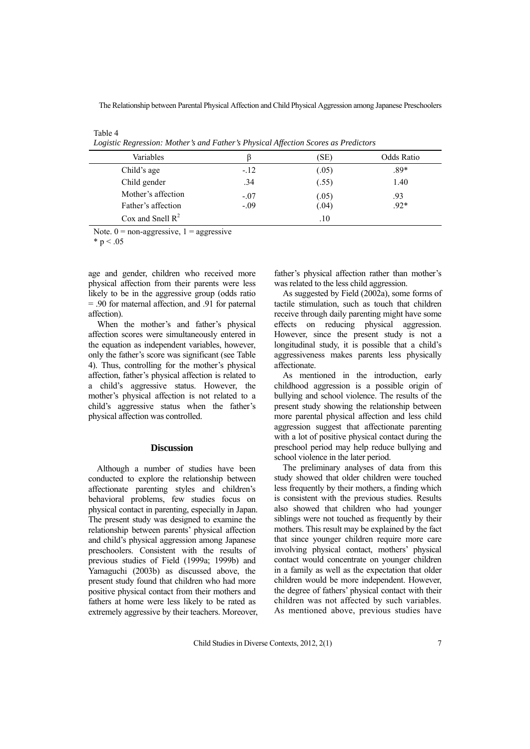Table 4
*Logistic Regression: Mother's and Father's Physical Affection Scores as Predictors*

| Variables | β | (SE) | Odds Ratio |
|---|---|---|---|
| Child's age | -.12 | (.05) | .89* |
| Child gender | .34 | (.55) | 1.40 |
| Mother's affection | -.07 | (.05) | .93 |
| Father's affection | -.09 | (.04) | .92* |
| Cox and Snell $R^2$ | | .10 | |

Note. 0 = non-aggressive, 1 = aggressive
\* $p < .05$

age and gender, children who received more physical affection from their parents were less likely to be in the aggressive group (odds ratio = .90 for maternal affection, and .91 for paternal affection).

When the mother's and father's physical affection scores were simultaneously entered in the equation as independent variables, however, only the father's score was significant (see Table 4). Thus, controlling for the mother's physical affection, father's physical affection is related to a child's aggressive status. However, the mother's physical affection is not related to a child's aggressive status when the father's physical affection was controlled.

## Discussion

Although a number of studies have been conducted to explore the relationship between affectionate parenting styles and children's behavioral problems, few studies focus on physical contact in parenting, especially in Japan. The present study was designed to examine the relationship between parents' physical affection and child's physical aggression among Japanese preschoolers. Consistent with the results of previous studies of Field (1999a; 1999b) and Yamaguchi (2003b) as discussed above, the present study found that children who had more positive physical contact from their mothers and fathers at home were less likely to be rated as extremely aggressive by their teachers. Moreover, father's physical affection rather than mother's was related to the less child aggression.

As suggested by Field (2002a), some forms of tactile stimulation, such as touch that children receive through daily parenting might have some effects on reducing physical aggression. However, since the present study is not a longitudinal study, it is possible that a child's aggressiveness makes parents less physically affectionate.

As mentioned in the introduction, early childhood aggression is a possible origin of bullying and school violence. The results of the present study showing the relationship between more parental physical affection and less child aggression suggest that affectionate parenting with a lot of positive physical contact during the preschool period may help reduce bullying and school violence in the later period.

The preliminary analyses of data from this study showed that older children were touched less frequently by their mothers, a finding which is consistent with the previous studies. Results also showed that children who had younger siblings were not touched as frequently by their mothers. This result may be explained by the fact that since younger children require more care involving physical contact, mothers' physical contact would concentrate on younger children in a family as well as the expectation that older children would be more independent. However, the degree of fathers' physical contact with their children was not affected by such variables. As mentioned above, previous studies have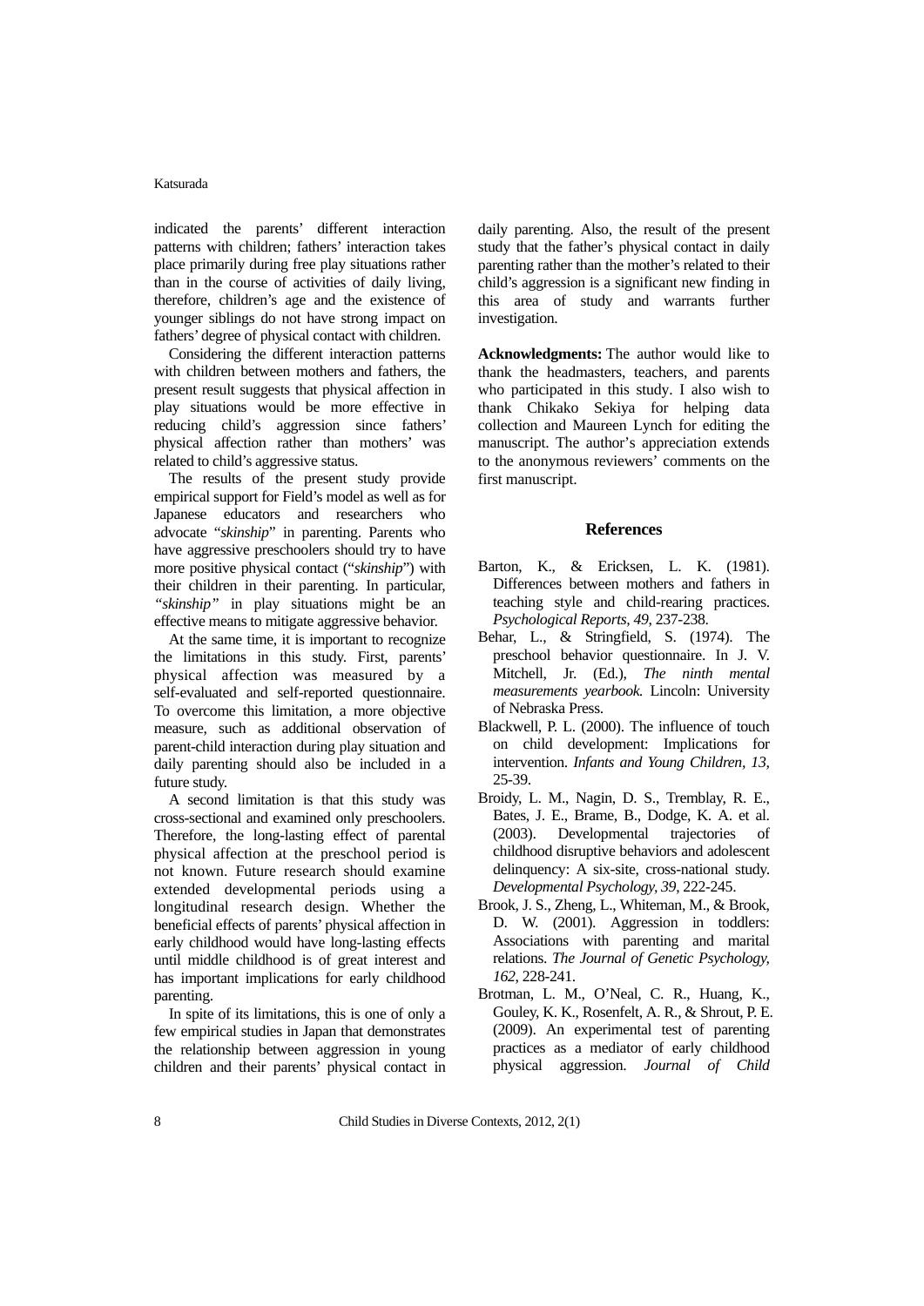indicated the parents' different interaction patterns with children; fathers' interaction takes place primarily during free play situations rather than in the course of activities of daily living, therefore, children's age and the existence of younger siblings do not have strong impact on fathers' degree of physical contact with children.

Considering the different interaction patterns with children between mothers and fathers, the present result suggests that physical affection in play situations would be more effective in reducing child's aggression since fathers' physical affection rather than mothers' was related to child's aggressive status.

The results of the present study provide empirical support for Field's model as well as for Japanese educators and researchers who advocate "*skinship*" in parenting. Parents who have aggressive preschoolers should try to have more positive physical contact ("*skinship*") with their children in their parenting. In particular, *"skinship"* in play situations might be an effective means to mitigate aggressive behavior.

At the same time, it is important to recognize the limitations in this study. First, parents' physical affection was measured by a self-evaluated and self-reported questionnaire. To overcome this limitation, a more objective measure, such as additional observation of parent-child interaction during play situation and daily parenting should also be included in a future study.

A second limitation is that this study was cross-sectional and examined only preschoolers. Therefore, the long-lasting effect of parental physical affection at the preschool period is not known. Future research should examine extended developmental periods using a longitudinal research design. Whether the beneficial effects of parents' physical affection in early childhood would have long-lasting effects until middle childhood is of great interest and has important implications for early childhood parenting.

In spite of its limitations, this is one of only a few empirical studies in Japan that demonstrates the relationship between aggression in young children and their parents' physical contact in daily parenting. Also, the result of the present study that the father's physical contact in daily parenting rather than the mother's related to their child's aggression is a significant new finding in this area of study and warrants further investigation.

**Acknowledgments:** The author would like to thank the headmasters, teachers, and parents who participated in this study. I also wish to thank Chikako Sekiya for helping data collection and Maureen Lynch for editing the manuscript. The author's appreciation extends to the anonymous reviewers' comments on the first manuscript.

## References

Barton, K., & Ericksen, L. K. (1981). Differences between mothers and fathers in teaching style and child-rearing practices. *Psychological Reports, 49*, 237-238.

Behar, L., & Stringfield, S. (1974). The preschool behavior questionnaire. In J. V. Mitchell, Jr. (Ed.), *The ninth mental measurements yearbook.* Lincoln: University of Nebraska Press.

Blackwell, P. L. (2000). The influence of touch on child development: Implications for intervention. *Infants and Young Children, 13*, 25-39.

Broidy, L. M., Nagin, D. S., Tremblay, R. E., Bates, J. E., Brame, B., Dodge, K. A. et al. (2003). Developmental trajectories of childhood disruptive behaviors and adolescent delinquency: A six-site, cross-national study. *Developmental Psychology, 39*, 222-245.

Brook, J. S., Zheng, L., Whiteman, M., & Brook, D. W. (2001). Aggression in toddlers: Associations with parenting and marital relations. *The Journal of Genetic Psychology, 162*, 228-241.

Brotman, L. M., O'Neal, C. R., Huang, K., Gouley, K. K., Rosenfelt, A. R., & Shrout, P. E. (2009). An experimental test of parenting practices as a mediator of early childhood physical aggression. *Journal of Child*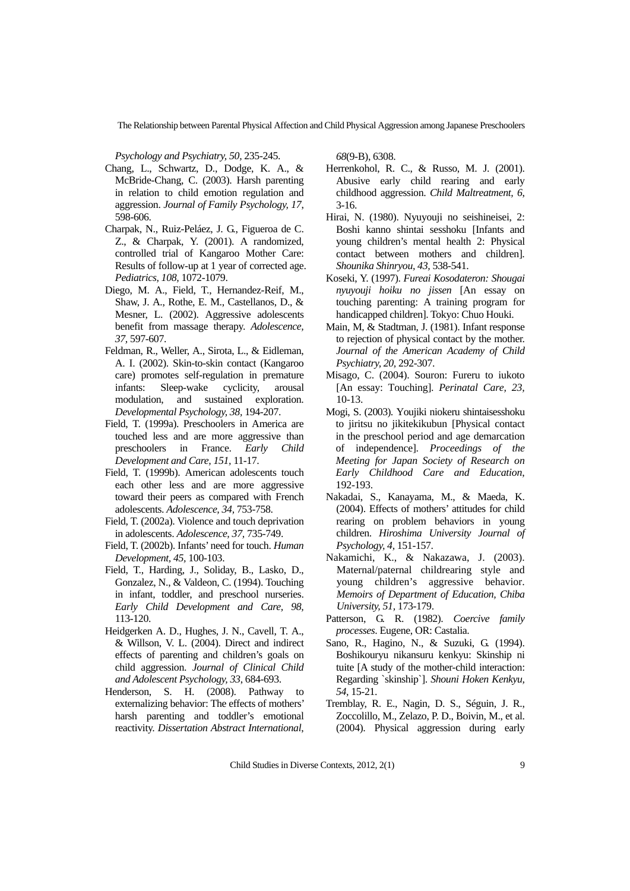*Psychology and Psychiatry, 50*, 235-245.

Chang, L., Schwartz, D., Dodge, K. A., & McBride-Chang, C. (2003). Harsh parenting in relation to child emotion regulation and aggression. *Journal of Family Psychology, 17*, 598-606.

Charpak, N., Ruiz-Peláez, J. G., Figueroa de C. Z., & Charpak, Y. (2001). A randomized, controlled trial of Kangaroo Mother Care: Results of follow-up at 1 year of corrected age. *Pediatrics, 108*, 1072-1079.

Diego, M. A., Field, T., Hernandez-Reif, M., Shaw, J. A., Rothe, E. M., Castellanos, D., & Mesner, L. (2002). Aggressive adolescents benefit from massage therapy. *Adolescence, 37*, 597-607.

Feldman, R., Weller, A., Sirota, L., & Eidleman, A. I. (2002). Skin-to-skin contact (Kangaroo care) promotes self-regulation in premature infants: Sleep-wake cyclicity, arousal modulation, and sustained exploration. *Developmental Psychology, 38*, 194-207.

Field, T. (1999a). Preschoolers in America are touched less and are more aggressive than preschoolers in France. *Early Child Development and Care, 151*, 11-17.

Field, T. (1999b). American adolescents touch each other less and are more aggressive toward their peers as compared with French adolescents. *Adolescence, 34*, 753-758.

Field, T. (2002a). Violence and touch deprivation in adolescents. *Adolescence, 37*, 735-749.

Field, T. (2002b). Infants' need for touch. *Human Development, 45*, 100-103.

Field, T., Harding, J., Soliday, B., Lasko, D., Gonzalez, N., & Valdeon, C. (1994). Touching in infant, toddler, and preschool nurseries. *Early Child Development and Care, 98*, 113-120.

Heidgerken A. D., Hughes, J. N., Cavell, T. A., & Willson, V. L. (2004). Direct and indirect effects of parenting and children's goals on child aggression. *Journal of Clinical Child and Adolescent Psychology, 33*, 684-693.

Henderson, S. H. (2008). Pathway to externalizing behavior: The effects of mothers' harsh parenting and toddler's emotional reactivity. *Dissertation Abstract International, 68*(9-B), 6308.

Herrenkohol, R. C., & Russo, M. J. (2001). Abusive early child rearing and early childhood aggression. *Child Maltreatment, 6*, 3-16.

Hirai, N. (1980). Nyuyouji no seishineisei, 2: Boshi kanno shintai sesshoku [Infants and young children's mental health 2: Physical contact between mothers and children]. *Shounika Shinryou, 43*, 538-541.

Koseki, Y. (1997). *Fureai Kosodateron: Shougai nyuyouji hoiku no jissen* [An essay on touching parenting: A training program for handicapped children]. Tokyo: Chuo Houki.

Main, M, & Stadtman, J. (1981). Infant response to rejection of physical contact by the mother. *Journal of the American Academy of Child Psychiatry, 20*, 292-307.

Misago, C. (2004). Souron: Fureru to iukoto [An essay: Touching]. *Perinatal Care, 23*, 10-13.

Mogi, S. (2003). Youjiki niokeru shintaisesshoku to jiritsu no jikitekikubun [Physical contact in the preschool period and age demarcation of independence]. *Proceedings of the Meeting for Japan Society of Research on Early Childhood Care and Education*, 192-193.

Nakadai, S., Kanayama, M., & Maeda, K. (2004). Effects of mothers' attitudes for child rearing on problem behaviors in young children. *Hiroshima University Journal of Psychology, 4*, 151-157.

Nakamichi, K., & Nakazawa, J. (2003). Maternal/paternal childrearing style and young children's aggressive behavior. *Memoirs of Department of Education, Chiba University, 51*, 173-179.

Patterson, G. R. (1982). *Coercive family processes*. Eugene, OR: Castalia.

Sano, R., Hagino, N., & Suzuki, G. (1994). Boshikouryu nikansuru kenkyu: Skinship ni tuite [A study of the mother-child interaction: Regarding `skinship`]. *Shouni Hoken Kenkyu, 54*, 15-21.

Tremblay, R. E., Nagin, D. S., Séguin, J. R., Zoccolillo, M., Zelazo, P. D., Boivin, M., et al. (2004). Physical aggression during early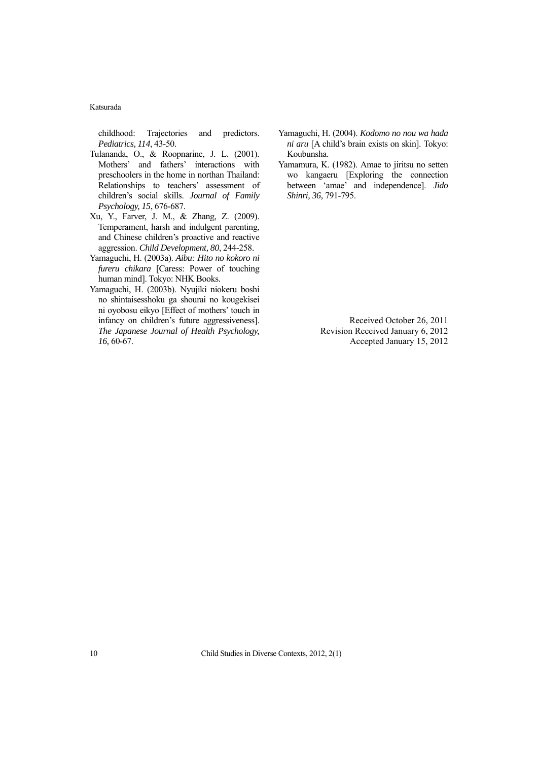childhood: Trajectories and predictors. *Pediatrics, 114*, 43-50.

Tulananda, O., & Roopnarine, J. L. (2001). Mothers' and fathers' interactions with preschoolers in the home in northan Thailand: Relationships to teachers' assessment of children's social skills. *Journal of Family Psychology, 15*, 676-687.

Xu, Y., Farver, J. M., & Zhang, Z. (2009). Temperament, harsh and indulgent parenting, and Chinese children's proactive and reactive aggression. *Child Development, 80*, 244-258.

Yamaguchi, H. (2003a). *Aibu: Hito no kokoro ni fureru chikara* [Caress: Power of touching human mind]. Tokyo: NHK Books.

Yamaguchi, H. (2003b). Nyujiki niokeru boshi no shintaisesshoku ga shourai no kougekisei ni oyobosu eikyo [Effect of mothers' touch in infancy on children's future aggressiveness]. *The Japanese Journal of Health Psychology, 16,* 60-67.

Yamaguchi, H. (2004). *Kodomo no nou wa hada ni aru* [A child's brain exists on skin]. Tokyo: Koubunsha.

Yamamura, K. (1982). Amae to jiritsu no setten wo kangaeru [Exploring the connection between 'amae' and independence]. *Jido Shinri, 36,* 791-795.

Received October 26, 2011
Revision Received January 6, 2012
Accepted January 15, 2012